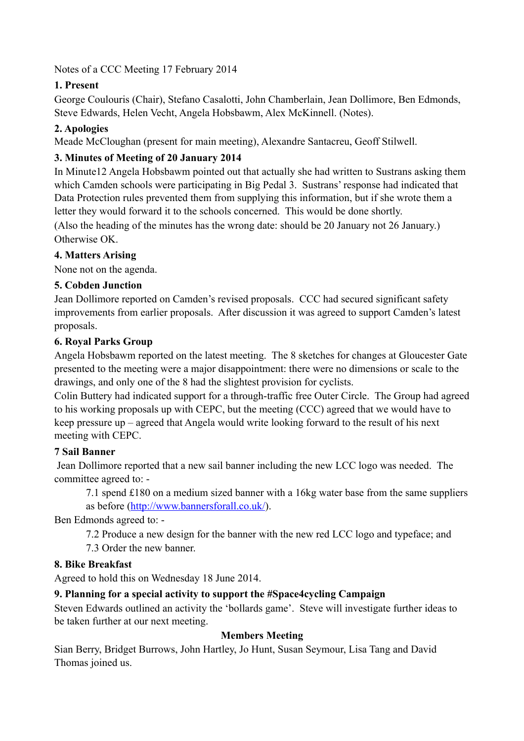Notes of a CCC Meeting 17 February 2014

**1. Present**

George Coulouris (Chair), Stefano Casalotti, John Chamberlain, Jean Dollimore, Ben Edmonds, Steve Edwards, Helen Vecht, Angela Hobsbawm, Alex McKinnell. (Notes).

**2. Apologies**

Meade McCloughan (present for main meeting), Alexandre Santacreu, Geoff Stilwell.

**3. Minutes of Meeting of 20 January 2014**

In Minute12 Angela Hobsbawm pointed out that actually she had written to Sustrans asking them which Camden schools were participating in Big Pedal 3. Sustrans' response had indicated that Data Protection rules prevented them from supplying this information, but if she wrote them a letter they would forward it to the schools concerned. This would be done shortly.

(Also the heading of the minutes has the wrong date: should be 20 January not 26 January.)

Otherwise OK.

**4. Matters Arising**

None not on the agenda.

**5. Cobden Junction**

Jean Dollimore reported on Camden's revised proposals. CCC had secured significant safety improvements from earlier proposals. After discussion it was agreed to support Camden's latest proposals.

**6. Royal Parks Group**

Angela Hobsbawm reported on the latest meeting. The 8 sketches for changes at Gloucester Gate presented to the meeting were a major disappointment: there were no dimensions or scale to the drawings, and only one of the 8 had the slightest provision for cyclists.

Colin Buttery had indicated support for a through-traffic free Outer Circle. The Group had agreed to his working proposals up with CEPC, but the meeting (CCC) agreed that we would have to keep pressure up – agreed that Angela would write looking forward to the result of his next meeting with CEPC.

**7 Sail Banner**

Jean Dollimore reported that a new sail banner including the new LCC logo was needed. The committee agreed to: -

> 7.1 spend £180 on a medium sized banner with a 16kg water base from the same suppliers as before (http://www.bannersforall.co.uk/).

Ben Edmonds agreed to: -

> 7.2 Produce a new design for the banner with the new red LCC logo and typeface; and
>
> 7.3 Order the new banner.

**8. Bike Breakfast**

Agreed to hold this on Wednesday 18 June 2014.

**9. Planning for a special activity to support the #Space4cycling Campaign**

Steven Edwards outlined an activity the 'bollards game'. Steve will investigate further ideas to be taken further at our next meeting.

**Members Meeting**

Sian Berry, Bridget Burrows, John Hartley, Jo Hunt, Susan Seymour, Lisa Tang and David Thomas joined us.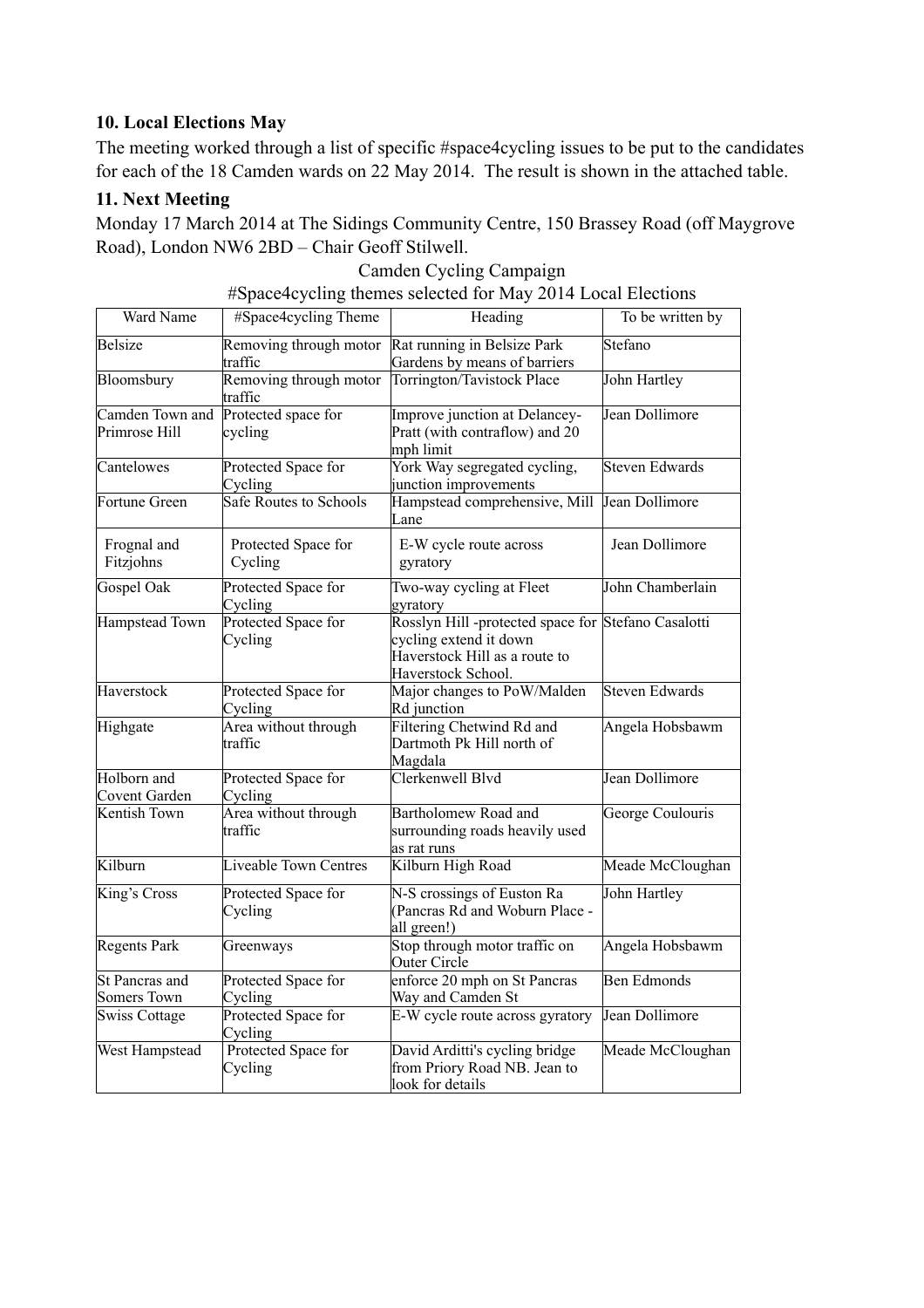### 10. Local Elections May

The meeting worked through a list of specific #space4cycling issues to be put to the candidates for each of the 18 Camden wards on 22 May 2014. The result is shown in the attached table.

### 11. Next Meeting

Monday 17 March 2014 at The Sidings Community Centre, 150 Brassey Road (off Maygrove Road), London NW6 2BD – Chair Geoff Stilwell.

Camden Cycling Campaign
#Space4cycling themes selected for May 2014 Local Elections

| Ward Name | #Space4cycling Theme | Heading | To be written by |
|---|---|---|---|
| Belsize | Removing through motor traffic | Rat running in Belsize Park Gardens by means of barriers | Stefano |
| Bloomsbury | Removing through motor traffic | Torrington/Tavistock Place | John Hartley |
| Camden Town and Primrose Hill | Protected space for cycling | Improve junction at Delancey-Pratt (with contraflow) and 20 mph limit | Jean Dollimore |
| Cantelowes | Protected Space for Cycling | York Way segregated cycling, junction improvements | Steven Edwards |
| Fortune Green | Safe Routes to Schools | Hampstead comprehensive, Mill Lane | Jean Dollimore |
| Frognal and Fitzjohns | Protected Space for Cycling | E-W cycle route across gyratory | Jean Dollimore |
| Gospel Oak | Protected Space for Cycling | Two-way cycling at Fleet gyratory | John Chamberlain |
| Hampstead Town | Protected Space for Cycling | Rosslyn Hill -protected space for cycling extend it down Haverstock Hill as a route to Haverstock School. | Stefano Casalotti |
| Haverstock | Protected Space for Cycling | Major changes to PoW/Malden Rd junction | Steven Edwards |
| Highgate | Area without through traffic | Filtering Chetwind Rd and Dartmoth Pk Hill north of Magdala | Angela Hobsbawm |
| Holborn and Covent Garden | Protected Space for Cycling | Clerkenwell Blvd | Jean Dollimore |
| Kentish Town | Area without through traffic | Bartholomew Road and surrounding roads heavily used as rat runs | George Coulouris |
| Kilburn | Liveable Town Centres | Kilburn High Road | Meade McCloughan |
| King's Cross | Protected Space for Cycling | N-S crossings of Euston Ra (Pancras Rd and Woburn Place - all green!) | John Hartley |
| Regents Park | Greenways | Stop through motor traffic on Outer Circle | Angela Hobsbawm |
| St Pancras and Somers Town | Protected Space for Cycling | enforce 20 mph on St Pancras Way and Camden St | Ben Edmonds |
| Swiss Cottage | Protected Space for Cycling | E-W cycle route across gyratory | Jean Dollimore |
| West Hampstead | Protected Space for Cycling | David Arditti's cycling bridge from Priory Road NB. Jean to look for details | Meade McCloughan |